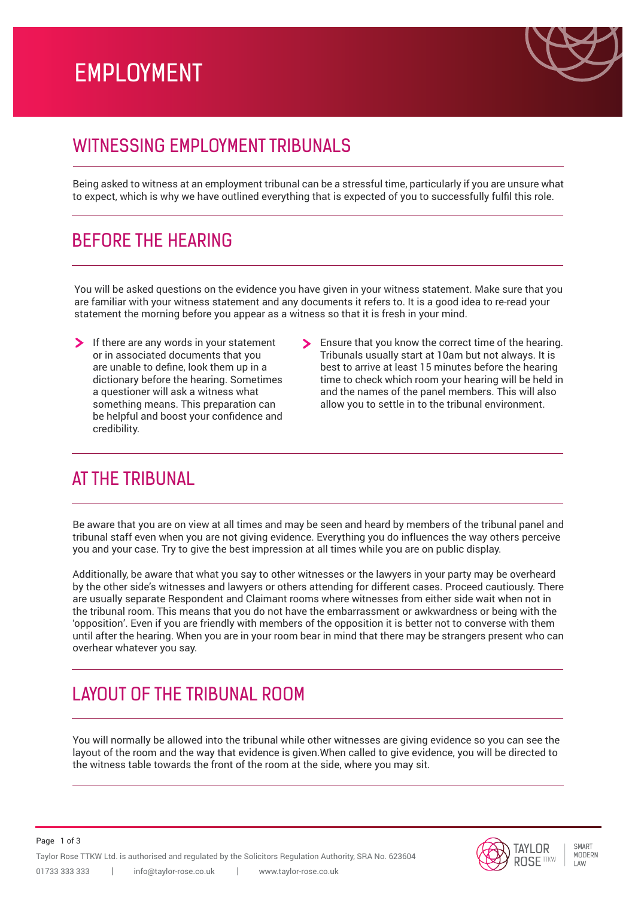# EMPLOYMENT

## WITNESSING EMPLOYMENT TRIBUNALS

Being asked to witness at an employment tribunal can be a stressful time, particularly if you are unsure what to expect, which is why we have outlined everything that is expected of you to successfully fulfil this role.

## BEFORE THE HEARING

You will be asked questions on the evidence you have given in your witness statement. Make sure that you are familiar with your witness statement and any documents it refers to. It is a good idea to re-read your statement the morning before you appear as a witness so that it is fresh in your mind.

- If there are any words in your statement or in associated documents that you are unable to define, look them up in a dictionary before the hearing. Sometimes a questioner will ask a witness what something means. This preparation can be helpful and boost your confidence and credibility.
- Ensure that you know the correct time of the hearing. Tribunals usually start at 10am but not always. It is best to arrive at least 15 minutes before the hearing time to check which room your hearing will be held in and the names of the panel members. This will also allow you to settle in to the tribunal environment.

## AT THE TRIBUNAL

Be aware that you are on view at all times and may be seen and heard by members of the tribunal panel and tribunal staff even when you are not giving evidence. Everything you do influences the way others perceive you and your case. Try to give the best impression at all times while you are on public display.

Additionally, be aware that what you say to other witnesses or the lawyers in your party may be overheard by the other side's witnesses and lawyers or others attending for different cases. Proceed cautiously. There are usually separate Respondent and Claimant rooms where witnesses from either side wait when not in the tribunal room. This means that you do not have the embarrassment or awkwardness or being with the 'opposition'. Even if you are friendly with members of the opposition it is better not to converse with them until after the hearing. When you are in your room bear in mind that there may be strangers present who can overhear whatever you say.

## LAYOUT OF THE TRIBUNAL ROOM

You will normally be allowed into the tribunal while other witnesses are giving evidence so you can see the layout of the room and the way that evidence is given.When called to give evidence, you will be directed to the witness table towards the front of the room at the side, where you may sit.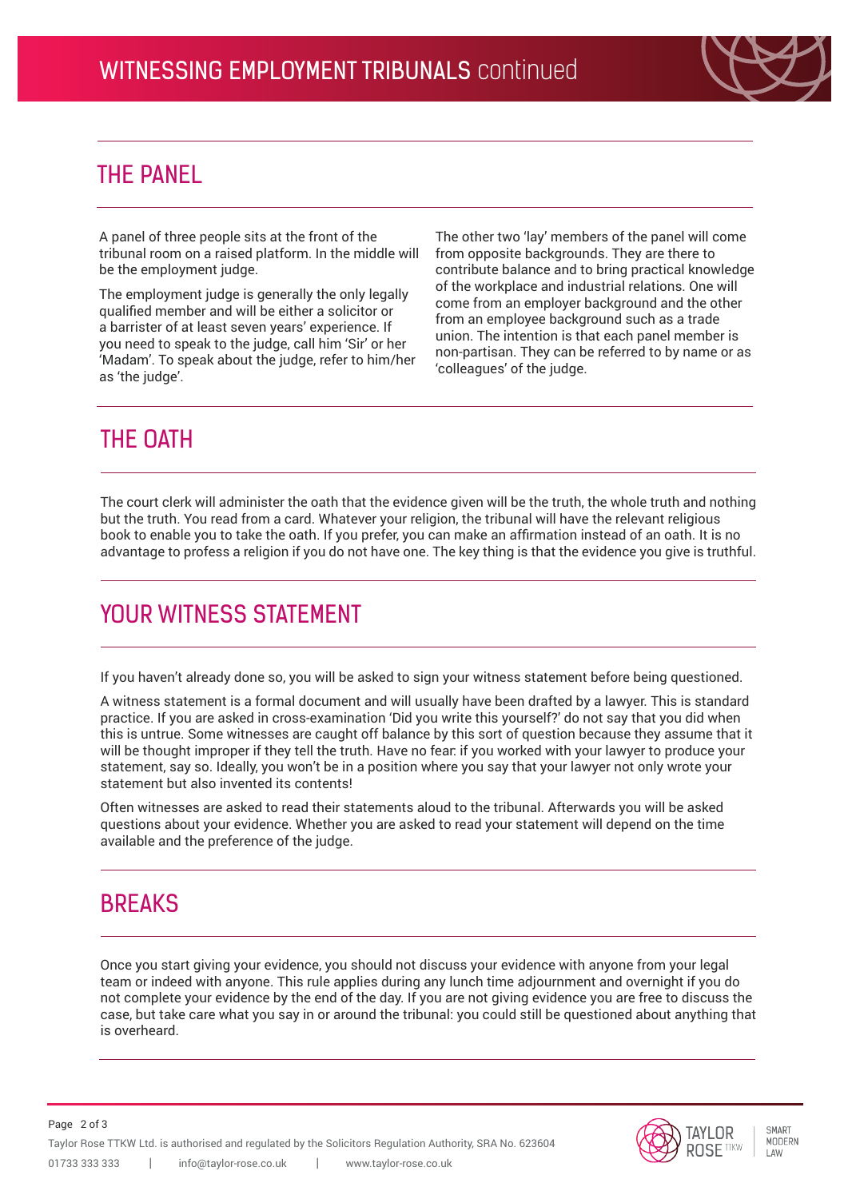## THE PANEL

A panel of three people sits at the front of the tribunal room on a raised platform. In the middle will be the employment judge.

The employment judge is generally the only legally qualified member and will be either a solicitor or a barrister of at least seven years' experience. If you need to speak to the judge, call him 'Sir' or her 'Madam'. To speak about the judge, refer to him/her as 'the judge'.

The other two 'lay' members of the panel will come from opposite backgrounds. They are there to contribute balance and to bring practical knowledge of the workplace and industrial relations. One will come from an employer background and the other from an employee background such as a trade union. The intention is that each panel member is non-partisan. They can be referred to by name or as 'colleagues' of the judge.

## THE OATH

The court clerk will administer the oath that the evidence given will be the truth, the whole truth and nothing but the truth. You read from a card. Whatever your religion, the tribunal will have the relevant religious book to enable you to take the oath. If you prefer, you can make an affirmation instead of an oath. It is no advantage to profess a religion if you do not have one. The key thing is that the evidence you give is truthful.

## YOUR WITNESS STATEMENT

If you haven't already done so, you will be asked to sign your witness statement before being questioned.

A witness statement is a formal document and will usually have been drafted by a lawyer. This is standard practice. If you are asked in cross-examination 'Did you write this yourself?' do not say that you did when this is untrue. Some witnesses are caught off balance by this sort of question because they assume that it will be thought improper if they tell the truth. Have no fear: if you worked with your lawyer to produce your statement, say so. Ideally, you won't be in a position where you say that your lawyer not only wrote your statement but also invented its contents!

Often witnesses are asked to read their statements aloud to the tribunal. Afterwards you will be asked questions about your evidence. Whether you are asked to read your statement will depend on the time available and the preference of the judge.

## BREAKS

Once you start giving your evidence, you should not discuss your evidence with anyone from your legal team or indeed with anyone. This rule applies during any lunch time adjournment and overnight if you do not complete your evidence by the end of the day. If you are not giving evidence you are free to discuss the case, but take care what you say in or around the tribunal: you could still be questioned about anything that is overheard.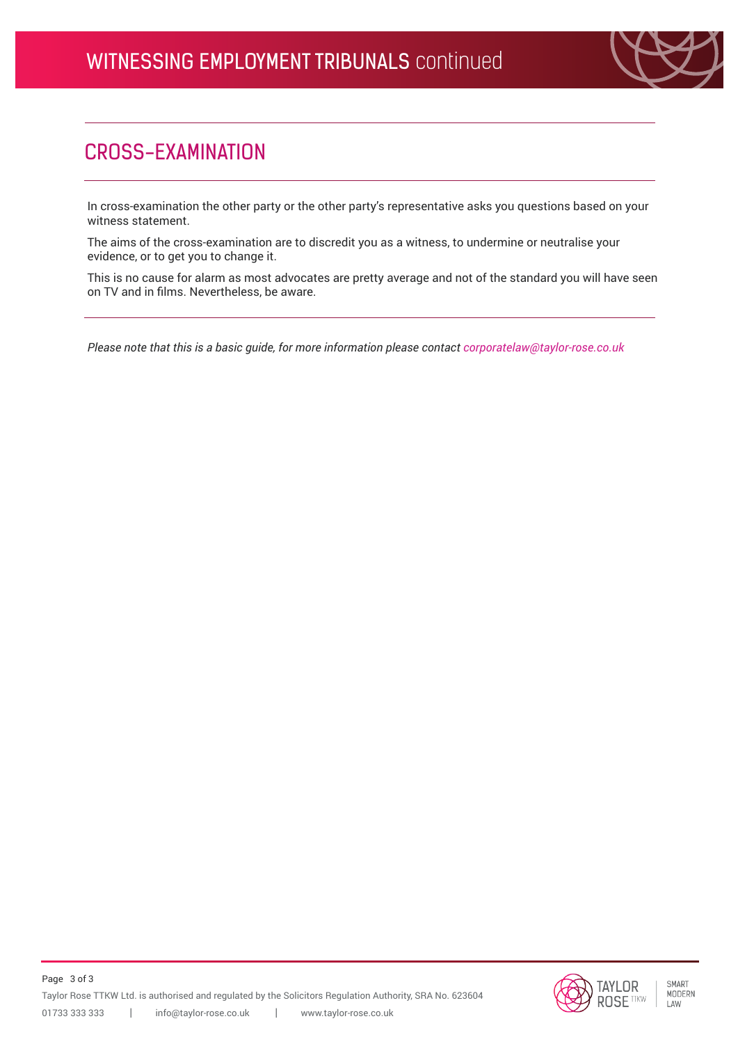## CROSS-EXAMINATION

In cross-examination the other party or the other party's representative asks you questions based on your witness statement.

The aims of the cross-examination are to discredit you as a witness, to undermine or neutralise your evidence, or to get you to change it.

This is no cause for alarm as most advocates are pretty average and not of the standard you will have seen on TV and in films. Nevertheless, be aware.

*Please note that this is a basic guide, for more information please contact corporatelaw@taylor-rose.co.uk*